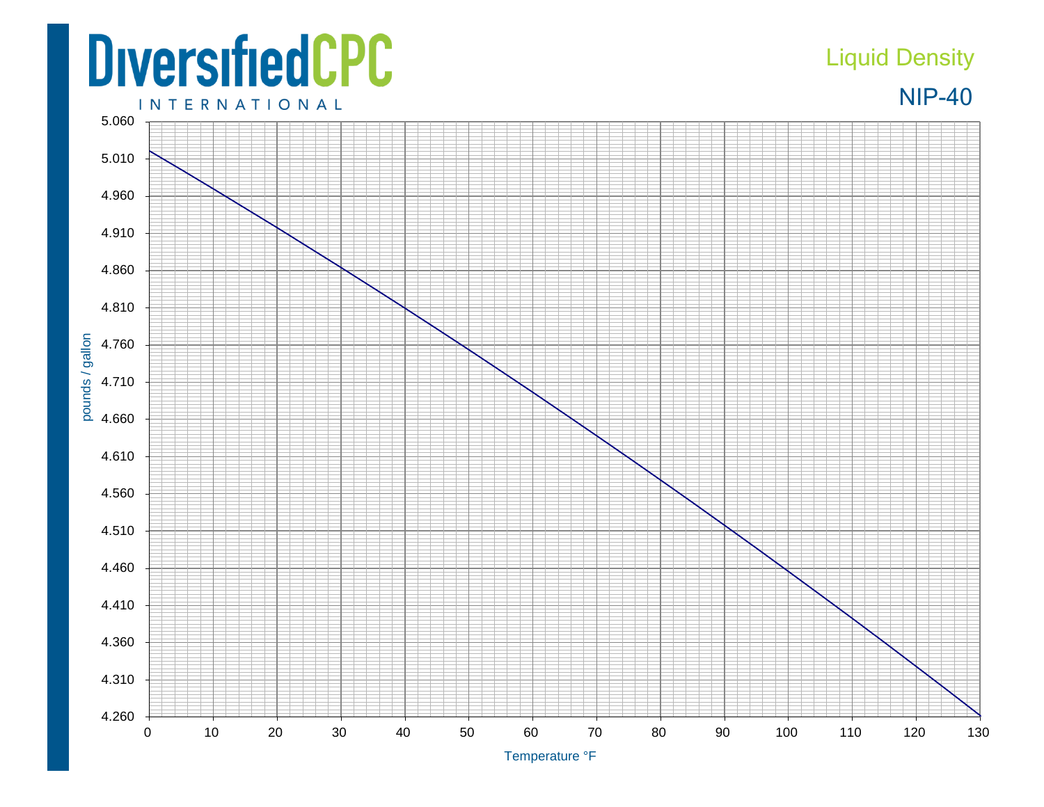# DiversifiedCPC INTERNATIONAL

## Liquid Density

## NIP-40

pounds / gallon

5.060
5.010
4.960
4.910
4.860
4.810
4.760
4.710
4.660
4.610
4.560
4.510
4.460
4.410
4.360
4.310
4.260

0 10 20 30 40 50 60 70 80 90 100 110 120 130

Temperature °F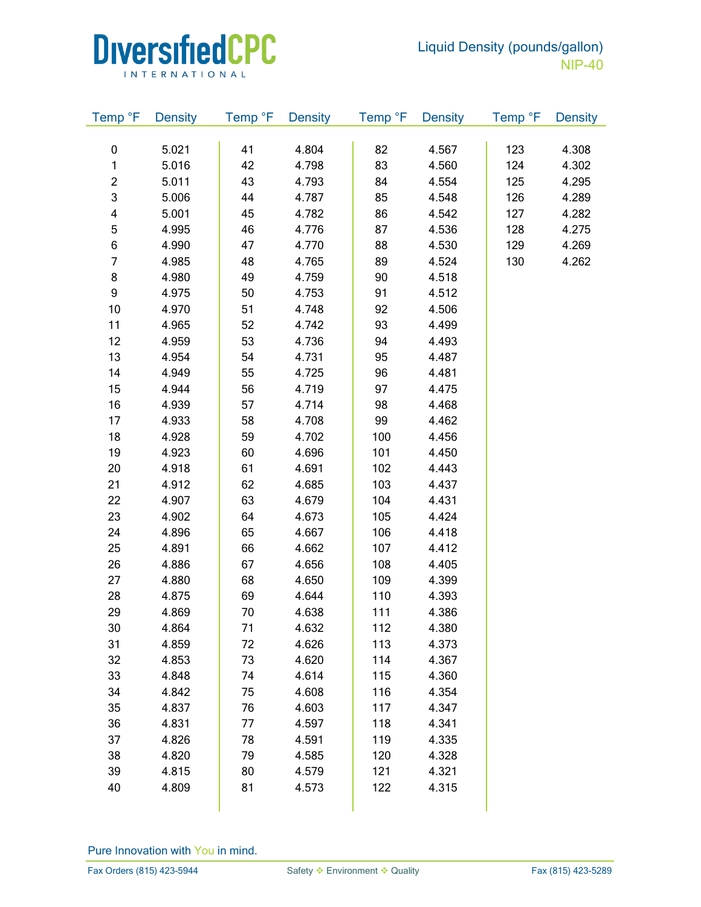# DiversifiedCPC INTERNATIONAL

Liquid Density (pounds/gallon)

NIP-40

| Temp °F | Density | Temp °F | Density | Temp °F | Density | Temp °F | Density |
|---|---|---|---|---|---|---|---|
| 0 | 5.021 | 41 | 4.804 | 82 | 4.567 | 123 | 4.308 |
| 1 | 5.016 | 42 | 4.798 | 83 | 4.560 | 124 | 4.302 |
| 2 | 5.011 | 43 | 4.793 | 84 | 4.554 | 125 | 4.295 |
| 3 | 5.006 | 44 | 4.787 | 85 | 4.548 | 126 | 4.289 |
| 4 | 5.001 | 45 | 4.782 | 86 | 4.542 | 127 | 4.282 |
| 5 | 4.995 | 46 | 4.776 | 87 | 4.536 | 128 | 4.275 |
| 6 | 4.990 | 47 | 4.770 | 88 | 4.530 | 129 | 4.269 |
| 7 | 4.985 | 48 | 4.765 | 89 | 4.524 | 130 | 4.262 |
| 8 | 4.980 | 49 | 4.759 | 90 | 4.518 | | |
| 9 | 4.975 | 50 | 4.753 | 91 | 4.512 | | |
| 10 | 4.970 | 51 | 4.748 | 92 | 4.506 | | |
| 11 | 4.965 | 52 | 4.742 | 93 | 4.499 | | |
| 12 | 4.959 | 53 | 4.736 | 94 | 4.493 | | |
| 13 | 4.954 | 54 | 4.731 | 95 | 4.487 | | |
| 14 | 4.949 | 55 | 4.725 | 96 | 4.481 | | |
| 15 | 4.944 | 56 | 4.719 | 97 | 4.475 | | |
| 16 | 4.939 | 57 | 4.714 | 98 | 4.468 | | |
| 17 | 4.933 | 58 | 4.708 | 99 | 4.462 | | |
| 18 | 4.928 | 59 | 4.702 | 100 | 4.456 | | |
| 19 | 4.923 | 60 | 4.696 | 101 | 4.450 | | |
| 20 | 4.918 | 61 | 4.691 | 102 | 4.443 | | |
| 21 | 4.912 | 62 | 4.685 | 103 | 4.437 | | |
| 22 | 4.907 | 63 | 4.679 | 104 | 4.431 | | |
| 23 | 4.902 | 64 | 4.673 | 105 | 4.424 | | |
| 24 | 4.896 | 65 | 4.667 | 106 | 4.418 | | |
| 25 | 4.891 | 66 | 4.662 | 107 | 4.412 | | |
| 26 | 4.886 | 67 | 4.656 | 108 | 4.405 | | |
| 27 | 4.880 | 68 | 4.650 | 109 | 4.399 | | |
| 28 | 4.875 | 69 | 4.644 | 110 | 4.393 | | |
| 29 | 4.869 | 70 | 4.638 | 111 | 4.386 | | |
| 30 | 4.864 | 71 | 4.632 | 112 | 4.380 | | |
| 31 | 4.859 | 72 | 4.626 | 113 | 4.373 | | |
| 32 | 4.853 | 73 | 4.620 | 114 | 4.367 | | |
| 33 | 4.848 | 74 | 4.614 | 115 | 4.360 | | |
| 34 | 4.842 | 75 | 4.608 | 116 | 4.354 | | |
| 35 | 4.837 | 76 | 4.603 | 117 | 4.347 | | |
| 36 | 4.831 | 77 | 4.597 | 118 | 4.341 | | |
| 37 | 4.826 | 78 | 4.591 | 119 | 4.335 | | |
| 38 | 4.820 | 79 | 4.585 | 120 | 4.328 | | |
| 39 | 4.815 | 80 | 4.579 | 121 | 4.321 | | |
| 40 | 4.809 | 81 | 4.573 | 122 | 4.315 | | |

Pure Innovation with You in mind.

Fax Orders (815) 423-5944 | Safety ❖ Environment ❖ Quality | Fax (815) 423-5289